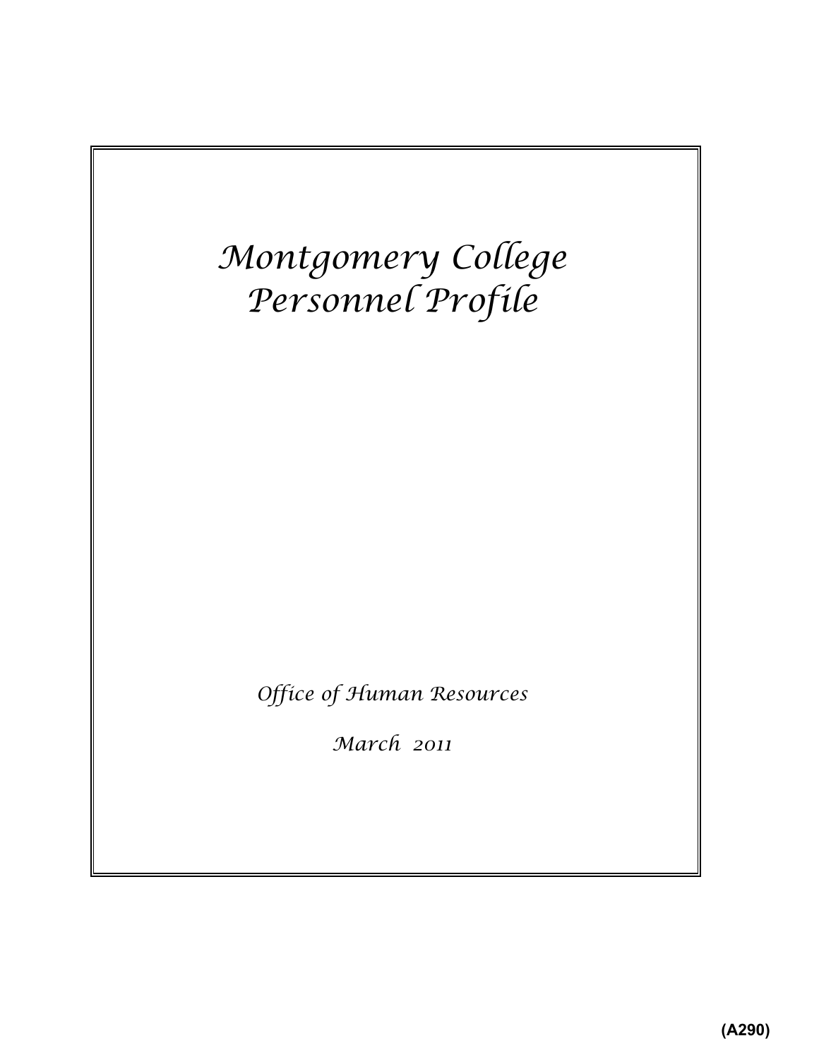# *Montgomery College Personnel Profile*

*Office of Human Resources*

*March 2011*

**(A290)**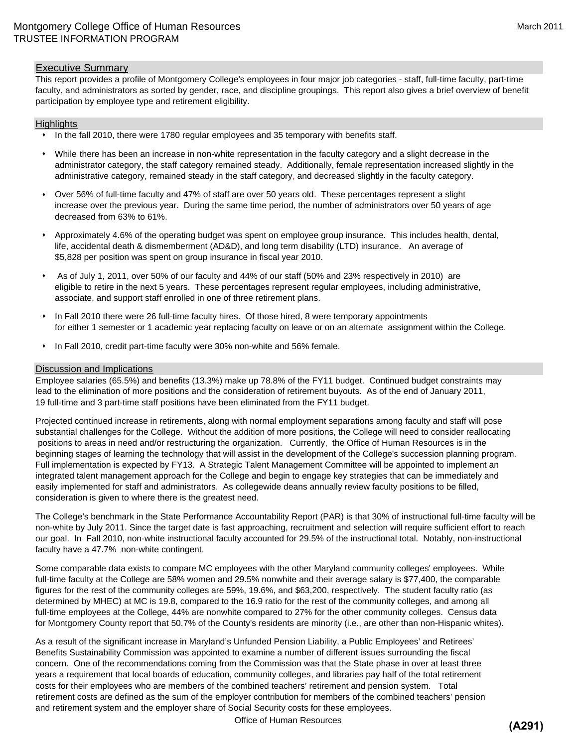Montgomery College Office of Human Resources
TRUSTEE INFORMATION PROGRAM

## Executive Summary

This report provides a profile of Montgomery College's employees in four major job categories - staff, full-time faculty, part-time faculty, and administrators as sorted by gender, race, and discipline groupings. This report also gives a brief overview of benefit participation by employee type and retirement eligibility.

## Highlights

- In the fall 2010, there were 1780 regular employees and 35 temporary with benefits staff.
- While there has been an increase in non-white representation in the faculty category and a slight decrease in the administrator category, the staff category remained steady. Additionally, female representation increased slightly in the administrative category, remained steady in the staff category, and decreased slightly in the faculty category.
- Over 56% of full-time faculty and 47% of staff are over 50 years old. These percentages represent a slight increase over the previous year. During the same time period, the number of administrators over 50 years of age decreased from 63% to 61%.
- Approximately 4.6% of the operating budget was spent on employee group insurance. This includes health, dental, life, accidental death & dismemberment (AD&D), and long term disability (LTD) insurance. An average of $5,828 per position was spent on group insurance in fiscal year 2010.
- As of July 1, 2011, over 50% of our faculty and 44% of our staff (50% and 23% respectively in 2010) are eligible to retire in the next 5 years. These percentages represent regular employees, including administrative, associate, and support staff enrolled in one of three retirement plans.
- In Fall 2010 there were 26 full-time faculty hires. Of those hired, 8 were temporary appointments for either 1 semester or 1 academic year replacing faculty on leave or on an alternate assignment within the College.
- In Fall 2010, credit part-time faculty were 30% non-white and 56% female.

## Discussion and Implications

Employee salaries (65.5%) and benefits (13.3%) make up 78.8% of the FY11 budget. Continued budget constraints may lead to the elimination of more positions and the consideration of retirement buyouts. As of the end of January 2011, 19 full-time and 3 part-time staff positions have been eliminated from the FY11 budget.

Projected continued increase in retirements, along with normal employment separations among faculty and staff will pose substantial challenges for the College. Without the addition of more positions, the College will need to consider reallocating positions to areas in need and/or restructuring the organization. Currently, the Office of Human Resources is in the beginning stages of learning the technology that will assist in the development of the College's succession planning program. Full implementation is expected by FY13. A Strategic Talent Management Committee will be appointed to implement an integrated talent management approach for the College and begin to engage key strategies that can be immediately and easily implemented for staff and administrators. As collegewide deans annually review faculty positions to be filled, consideration is given to where there is the greatest need.

The College's benchmark in the State Performance Accountability Report (PAR) is that 30% of instructional full-time faculty will be non-white by July 2011. Since the target date is fast approaching, recruitment and selection will require sufficient effort to reach our goal. In Fall 2010, non-white instructional faculty accounted for 29.5% of the instructional total. Notably, non-instructional faculty have a 47.7% non-white contingent.

Some comparable data exists to compare MC employees with the other Maryland community colleges' employees. While full-time faculty at the College are 58% women and 29.5% nonwhite and their average salary is $77,400, the comparable figures for the rest of the community colleges are 59%, 19.6%, and $63,200, respectively. The student faculty ratio (as determined by MHEC) at MC is 19.8, compared to the 16.9 ratio for the rest of the community colleges, and among all full-time employees at the College, 44% are nonwhite compared to 27% for the other community colleges. Census data for Montgomery County report that 50.7% of the County's residents are minority (i.e., are other than non-Hispanic whites).

As a result of the significant increase in Maryland's Unfunded Pension Liability, a Public Employees' and Retirees' Benefits Sustainability Commission was appointed to examine a number of different issues surrounding the fiscal concern. One of the recommendations coming from the Commission was that the State phase in over at least three years a requirement that local boards of education, community colleges, and libraries pay half of the total retirement costs for their employees who are members of the combined teachers' retirement and pension system. Total retirement costs are defined as the sum of the employer contribution for members of the combined teachers' pension and retirement system and the employer share of Social Security costs for these employees.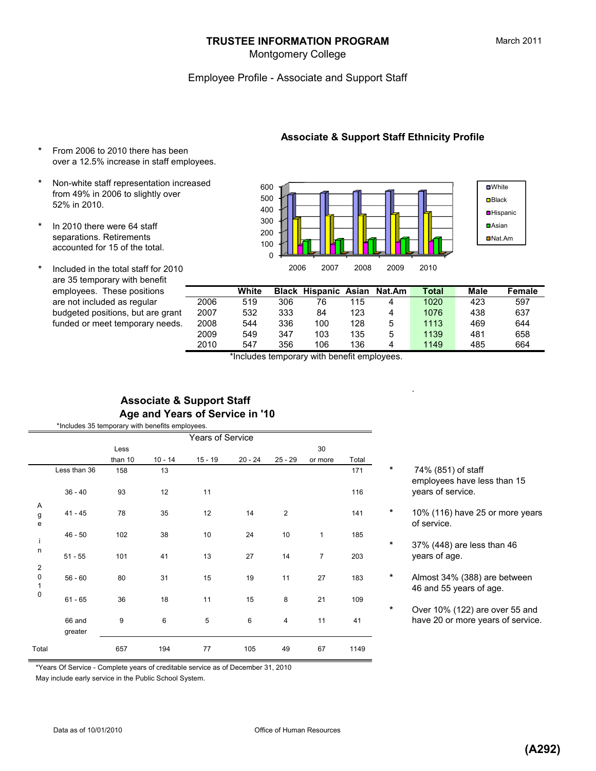# TRUSTEE INFORMATION PROGRAM

Montgomery College

March 2011

## Employee Profile - Associate and Support Staff

* From 2006 to 2010 there has been over a 12.5% increase in staff employees.

* Non-white staff representation increased from 49% in 2006 to slightly over 52% in 2010.

* In 2010 there were 64 staff separations. Retirements accounted for 15 of the total.

* Included in the total staff for 2010 are 35 temporary with benefit employees. These positions are not included as regular budgeted positions, but are grant funded or meet temporary needs.

### Associate & Support Staff Ethnicity Profile

| | White | Black | Hispanic | Asian | Nat.Am | Total | Male | Female |
|---|---|---|---|---|---|---|---|---|
| 2006 | 519 | 306 | 76 | 115 | 4 | 1020 | 423 | 597 |
| 2007 | 532 | 333 | 84 | 123 | 4 | 1076 | 438 | 637 |
| 2008 | 544 | 336 | 100 | 128 | 5 | 1113 | 469 | 644 |
| 2009 | 549 | 347 | 103 | 135 | 5 | 1139 | 481 | 658 |
| 2010 | 547 | 356 | 106 | 136 | 4 | 1149 | 485 | 664 |

*Includes temporary with benefit employees.

### Associate & Support Staff Age and Years of Service in '10

*Includes 35 temporary with benefits employees.

| Age in 2010 | Years of Service: Less than 10 | 10 - 14 | 15 - 19 | 20 - 24 | 25 - 29 | 30 or more | Total |
|---|---|---|---|---|---|---|---|
| Less than 36 | 158 | 13 | | | | | 171 |
| 36 - 40 | 93 | 12 | 11 | | | | 116 |
| 41 - 45 | 78 | 35 | 12 | 14 | 2 | | 141 |
| 46 - 50 | 102 | 38 | 10 | 24 | 10 | 1 | 185 |
| 51 - 55 | 101 | 41 | 13 | 27 | 14 | 7 | 203 |
| 56 - 60 | 80 | 31 | 15 | 19 | 11 | 27 | 183 |
| 61 - 65 | 36 | 18 | 11 | 15 | 8 | 21 | 109 |
| 66 and greater | 9 | 6 | 5 | 6 | 4 | 11 | 41 |
| Total | 657 | 194 | 77 | 105 | 49 | 67 | 1149 |

*Years Of Service - Complete years of creditable service as of December 31, 2010
May include early service in the Public School System.

* 74% (851) of staff employees have less than 15 years of service.

* 10% (116) have 25 or more years of service.

* 37% (448) are less than 46 years of age.

* Almost 34% (388) are between 46 and 55 years of age.

* Over 10% (122) are over 55 and have 20 or more years of service.

Data as of 10/01/2010

Office of Human Resources

(A292)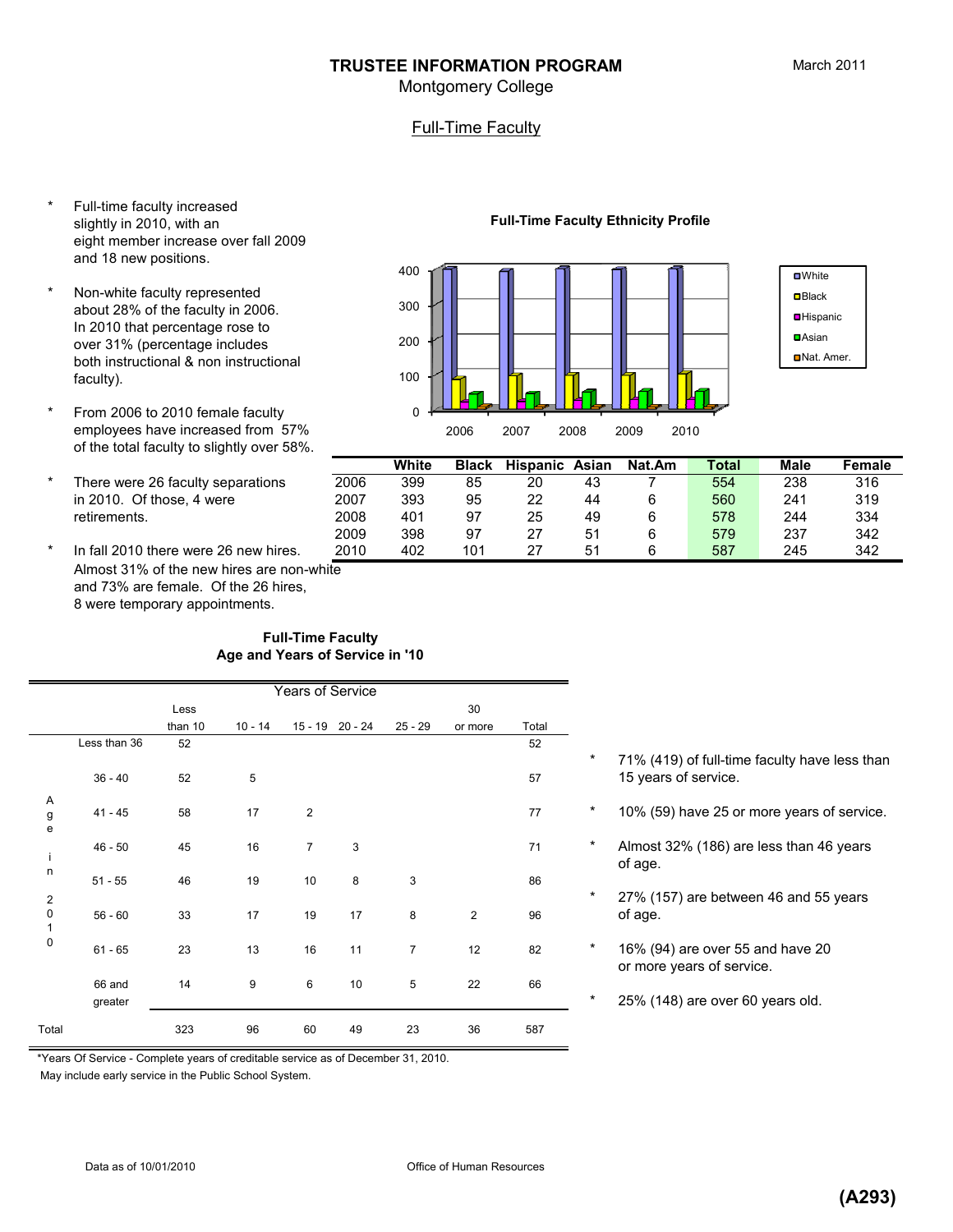# TRUSTEE INFORMATION PROGRAM

Montgomery College

March 2011

## Full-Time Faculty

- Full-time faculty increased slightly in 2010, with an eight member increase over fall 2009 and 18 new positions.
- Non-white faculty represented about 28% of the faculty in 2006. In 2010 that percentage rose to over 31% (percentage includes both instructional & non instructional faculty).
- From 2006 to 2010 female faculty employees have increased from 57% of the total faculty to slightly over 58%.
- There were 26 faculty separations in 2010. Of those, 4 were retirements.
- In fall 2010 there were 26 new hires. Almost 31% of the new hires are non-white and 73% are female. Of the 26 hires, 8 were temporary appointments.

**Full-Time Faculty Ethnicity Profile**

| | White | Black | Hispanic | Asian | Nat.Am | Total | Male | Female |
|---|---|---|---|---|---|---|---|---|
| 2006 | 399 | 85 | 20 | 43 | 7 | 554 | 238 | 316 |
| 2007 | 393 | 95 | 22 | 44 | 6 | 560 | 241 | 319 |
| 2008 | 401 | 97 | 25 | 49 | 6 | 578 | 244 | 334 |
| 2009 | 398 | 97 | 27 | 51 | 6 | 579 | 237 | 342 |
| 2010 | 402 | 101 | 27 | 51 | 6 | 587 | 245 | 342 |

**Full-Time Faculty Age and Years of Service in '10**

| Age in 2010 | Years of Service: Less than 10 | 10 - 14 | 15 - 19 | 20 - 24 | 25 - 29 | 30 or more | Total |
|---|---|---|---|---|---|---|---|
| Less than 36 | 52 | | | | | | 52 |
| 36 - 40 | 52 | 5 | | | | | 57 |
| 41 - 45 | 58 | 17 | 2 | | | | 77 |
| 46 - 50 | 45 | 16 | 7 | 3 | | | 71 |
| 51 - 55 | 46 | 19 | 10 | 8 | 3 | | 86 |
| 56 - 60 | 33 | 17 | 19 | 17 | 8 | 2 | 96 |
| 61 - 65 | 23 | 13 | 16 | 11 | 7 | 12 | 82 |
| 66 and greater | 14 | 9 | 6 | 10 | 5 | 22 | 66 |
| Total | 323 | 96 | 60 | 49 | 23 | 36 | 587 |

*Years Of Service - Complete years of creditable service as of December 31, 2010. May include early service in the Public School System.

- 71% (419) of full-time faculty have less than 15 years of service.
- 10% (59) have 25 or more years of service.
- Almost 32% (186) are less than 46 years of age.
- 27% (157) are between 46 and 55 years of age.
- 16% (94) are over 55 and have 20 or more years of service.
- 25% (148) are over 60 years old.

Data as of 10/01/2010

Office of Human Resources

**(A293)**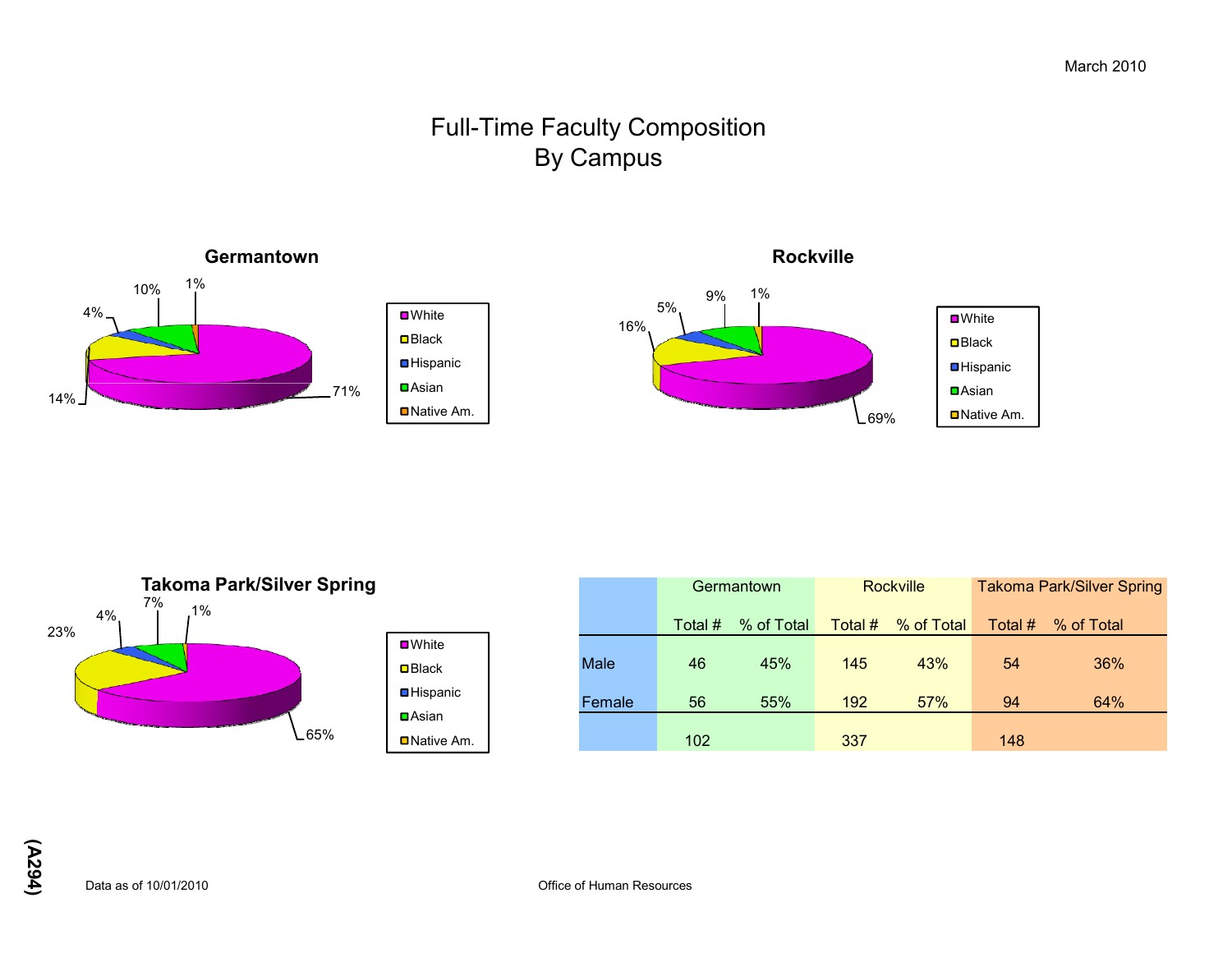March 2010

# Full-Time Faculty Composition
# By Campus

### Germantown

| Category | % |
|---|---|
| White | 71% |
| Black | 14% |
| Hispanic | 4% |
| Asian | 10% |
| Native Am. | 1% |

### Rockville

| Category | % |
|---|---|
| White | 69% |
| Black | 16% |
| Hispanic | 5% |
| Asian | 9% |
| Native Am. | 1% |

### Takoma Park/Silver Spring

| Category | % |
|---|---|
| White | 65% |
| Black | 23% |
| Hispanic | 4% |
| Asian | 7% |
| Native Am. | 1% |

| | Germantown | | Rockville | | Takoma Park/Silver Spring | |
|---|---|---|---|---|---|---|
| | Total # | % of Total | Total # | % of Total | Total # | % of Total |
| Male | 46 | 45% | 145 | 43% | 54 | 36% |
| Female | 56 | 55% | 192 | 57% | 94 | 64% |
| | 102 | | 337 | | 148 | |

(A294)

Data as of 10/01/2010

Office of Human Resources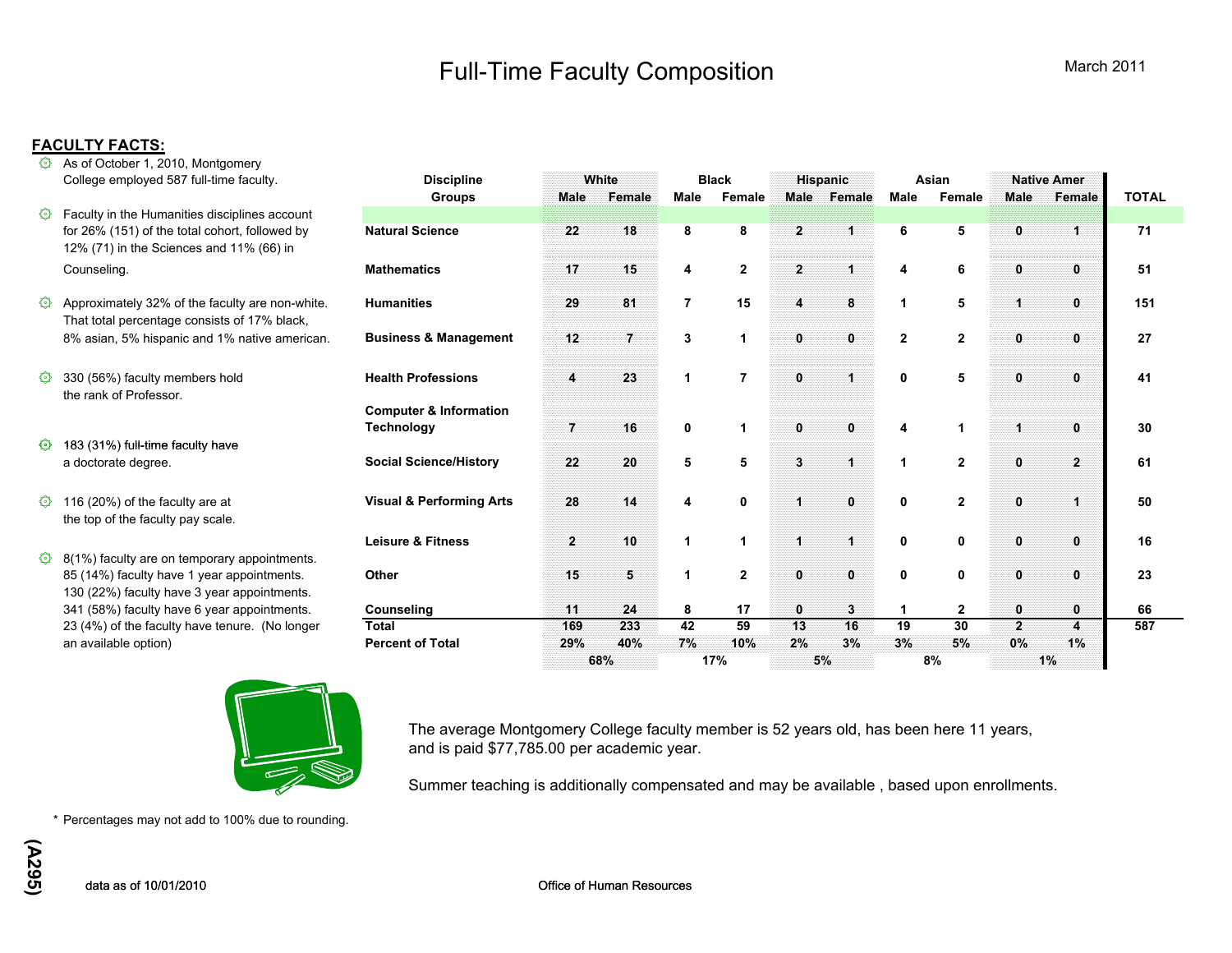# Full-Time Faculty Composition

March 2011

## FACULTY FACTS:

- As of October 1, 2010, Montgomery College employed 587 full-time faculty.
- Faculty in the Humanities disciplines account for 26% (151) of the total cohort, followed by 12% (71) in the Sciences and 11% (66) in Counseling.
- Approximately 32% of the faculty are non-white. That total percentage consists of 17% black, 8% asian, 5% hispanic and 1% native american.
- 330 (56%) faculty members hold the rank of Professor.
- 183 (31%) full-time faculty have a doctorate degree.
- 116 (20%) of the faculty are at the top of the faculty pay scale.
- 8(1%) faculty are on temporary appointments. 85 (14%) faculty have 1 year appointments. 130 (22%) faculty have 3 year appointments. 341 (58%) faculty have 6 year appointments. 23 (4%) of the faculty have tenure. (No longer an available option)

| Discipline Groups | White | | Black | | Hispanic | | Asian | | Native Amer | | TOTAL |
|---|---|---|---|---|---|---|---|---|---|---|---|
| | Male | Female | Male | Female | Male | Female | Male | Female | Male | Female | |
| Natural Science | 22 | 18 | 8 | 8 | 2 | 1 | 6 | 5 | 0 | 1 | 71 |
| Mathematics | 17 | 15 | 4 | 2 | 2 | 1 | 4 | 6 | 0 | 0 | 51 |
| Humanities | 29 | 81 | 7 | 15 | 4 | 8 | 1 | 5 | 1 | 0 | 151 |
| Business & Management | 12 | 7 | 3 | 1 | 0 | 0 | 2 | 2 | 0 | 0 | 27 |
| Health Professions | 4 | 23 | 1 | 7 | 0 | 1 | 0 | 5 | 0 | 0 | 41 |
| Computer & Information Technology | 7 | 16 | 0 | 1 | 0 | 0 | 4 | 1 | 1 | 0 | 30 |
| Social Science/History | 22 | 20 | 5 | 5 | 3 | 1 | 1 | 2 | 0 | 2 | 61 |
| Visual & Performing Arts | 28 | 14 | 4 | 0 | 1 | 0 | 0 | 2 | 0 | 1 | 50 |
| Leisure & Fitness | 2 | 10 | 1 | 1 | 1 | 1 | 0 | 0 | 0 | 0 | 16 |
| Other | 15 | 5 | 1 | 2 | 0 | 0 | 0 | 0 | 0 | 0 | 23 |
| Counseling | 11 | 24 | 8 | 17 | 0 | 3 | 1 | 2 | 0 | 0 | 66 |
| **Total** | 169 | 233 | 42 | 59 | 13 | 16 | 19 | 30 | 2 | 4 | 587 |
| **Percent of Total** | 29% | 40% | 7% | 10% | 2% | 3% | 3% | 5% | 0% | 1% | |
| | 68% | | 17% | | 5% | | 8% | | 1% | | |

The average Montgomery College faculty member is 52 years old, has been here 11 years, and is paid $77,785.00 per academic year.

Summer teaching is additionally compensated and may be available , based upon enrollments.

\* Percentages may not add to 100% due to rounding.

(A295)

data as of 10/01/2010

Office of Human Resources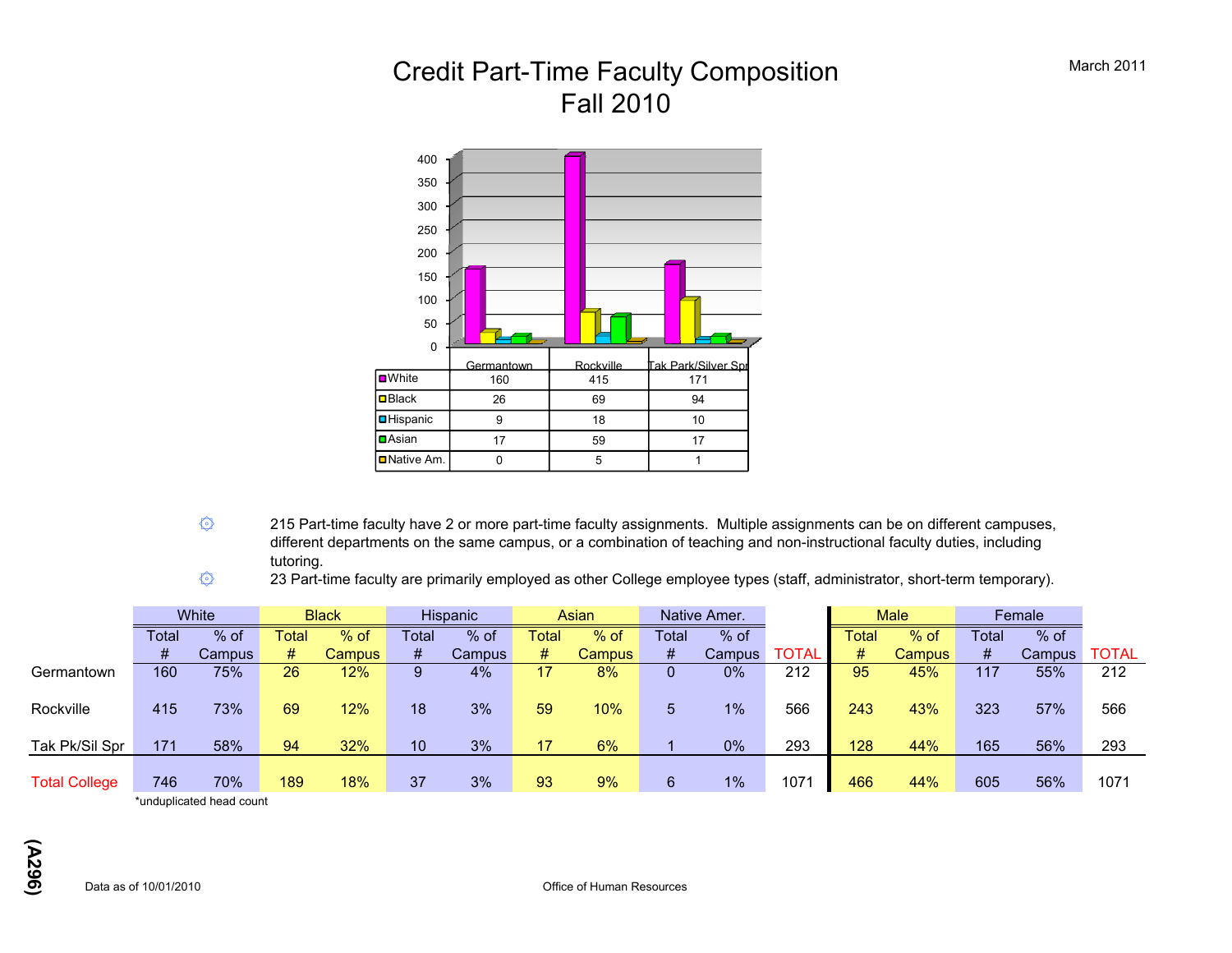# Credit Part-Time Faculty Composition
# Fall 2010

March 2011

| | Germantown | Rockville | Tak Park/Silver Spr |
|---|---|---|---|
| White | 160 | 415 | 171 |
| Black | 26 | 69 | 94 |
| Hispanic | 9 | 18 | 10 |
| Asian | 17 | 59 | 17 |
| Native Am. | 0 | 5 | 1 |

- 215 Part-time faculty have 2 or more part-time faculty assignments. Multiple assignments can be on different campuses, different departments on the same campus, or a combination of teaching and non-instructional faculty duties, including tutoring.
- 23 Part-time faculty are primarily employed as other College employee types (staff, administrator, short-term temporary).

| | White | | Black | | Hispanic | | Asian | | Native Amer. | | | Male | | Female | | |
|---|---|---|---|---|---|---|---|---|---|---|---|---|---|---|---|---|
| | Total # | % of Campus | Total # | % of Campus | Total # | % of Campus | Total # | % of Campus | Total # | % of Campus | TOTAL | Total # | % of Campus | Total # | % of Campus | TOTAL |
| Germantown | 160 | 75% | 26 | 12% | 9 | 4% | 17 | 8% | 0 | 0% | 212 | 95 | 45% | 117 | 55% | 212 |
| Rockville | 415 | 73% | 69 | 12% | 18 | 3% | 59 | 10% | 5 | 1% | 566 | 243 | 43% | 323 | 57% | 566 |
| Tak Pk/Sil Spr | 171 | 58% | 94 | 32% | 10 | 3% | 17 | 6% | 1 | 0% | 293 | 128 | 44% | 165 | 56% | 293 |
| Total College | 746 | 70% | 189 | 18% | 37 | 3% | 93 | 9% | 6 | 1% | 1071 | 466 | 44% | 605 | 56% | 1071 |

*unduplicated head count

(A296)

Data as of 10/01/2010

Office of Human Resources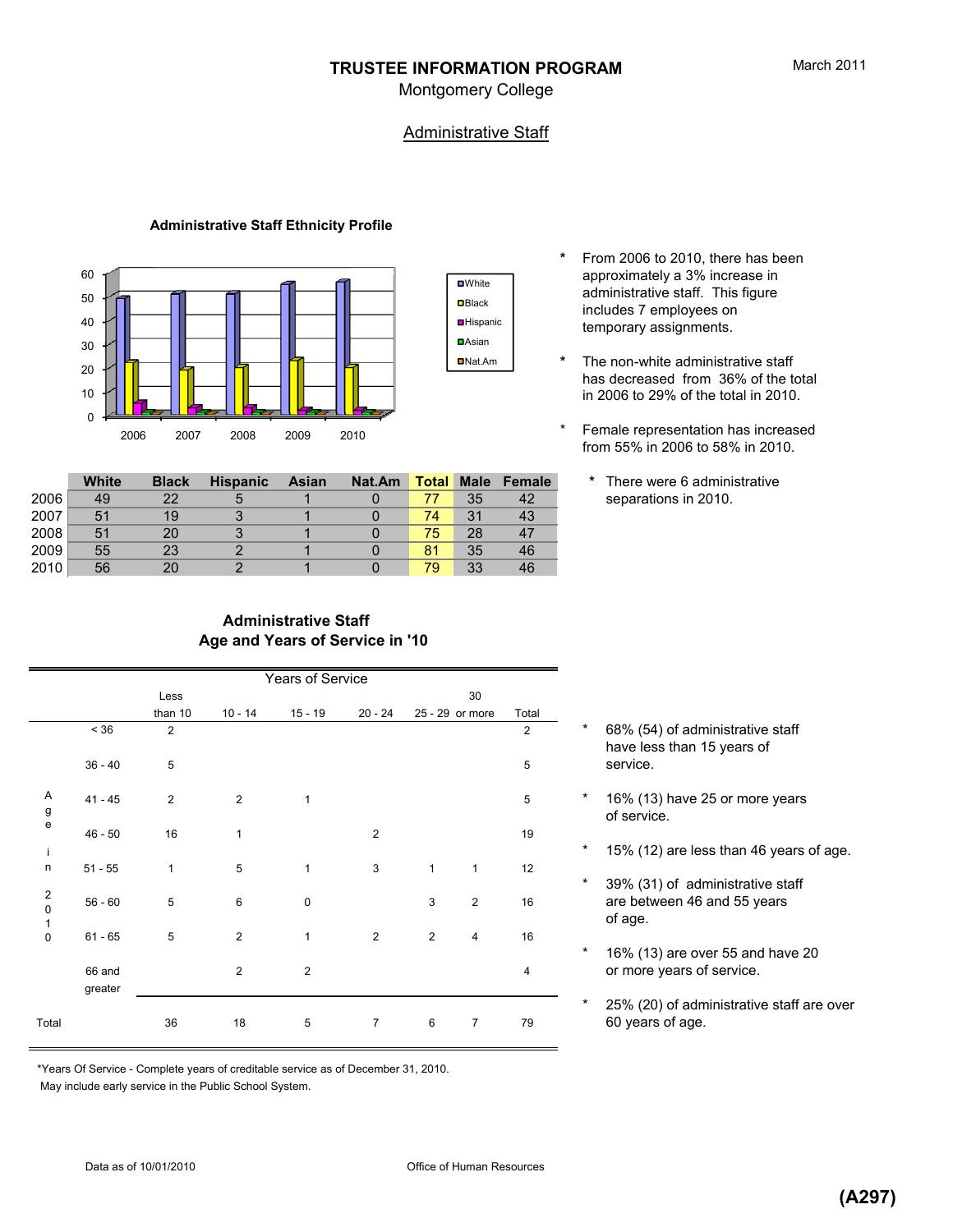March 2011

# TRUSTEE INFORMATION PROGRAM

Montgomery College

## Administrative Staff

### Administrative Staff Ethnicity Profile

|  | White | Black | Hispanic | Asian | Nat.Am | Total | Male | Female |
|---|---|---|---|---|---|---|---|---|
| 2006 | 49 | 22 | 5 | 1 | 0 | 77 | 35 | 42 |
| 2007 | 51 | 19 | 3 | 1 | 0 | 74 | 31 | 43 |
| 2008 | 51 | 20 | 3 | 1 | 0 | 75 | 28 | 47 |
| 2009 | 55 | 23 | 2 | 1 | 0 | 81 | 35 | 46 |
| 2010 | 56 | 20 | 2 | 1 | 0 | 79 | 33 | 46 |

- * From 2006 to 2010, there has been approximately a 3% increase in administrative staff. This figure includes 7 employees on temporary assignments.
- * The non-white administrative staff has decreased from 36% of the total in 2006 to 29% of the total in 2010.
- * Female representation has increased from 55% in 2006 to 58% in 2010.
- * There were 6 administrative separations in 2010.

### Administrative Staff Age and Years of Service in '10

| Age in 2010 | Less than 10 | 10 - 14 | 15 - 19 | 20 - 24 | 25 - 29 | 30 or more | Total |
|---|---|---|---|---|---|---|---|
| < 36 | 2 | | | | | | 2 |
| 36 - 40 | 5 | | | | | | 5 |
| 41 - 45 | 2 | 2 | 1 | | | | 5 |
| 46 - 50 | 16 | 1 | | 2 | | | 19 |
| 51 - 55 | 1 | 5 | 1 | 3 | 1 | 1 | 12 |
| 56 - 60 | 5 | 6 | 0 | | 3 | 2 | 16 |
| 61 - 65 | 5 | 2 | 1 | 2 | 2 | 4 | 16 |
| 66 and greater | | 2 | 2 | | | | 4 |
| Total | 36 | 18 | 5 | 7 | 6 | 7 | 79 |

(Columns: Years of Service)

*Years Of Service - Complete years of creditable service as of December 31, 2010. May include early service in the Public School System.

- * 68% (54) of administrative staff have less than 15 years of service.
- * 16% (13) have 25 or more years of service.
- * 15% (12) are less than 46 years of age.
- * 39% (31) of administrative staff are between 46 and 55 years of age.
- * 16% (13) are over 55 and have 20 or more years of service.
- * 25% (20) of administrative staff are over 60 years of age.

Data as of 10/01/2010

Office of Human Resources

(A297)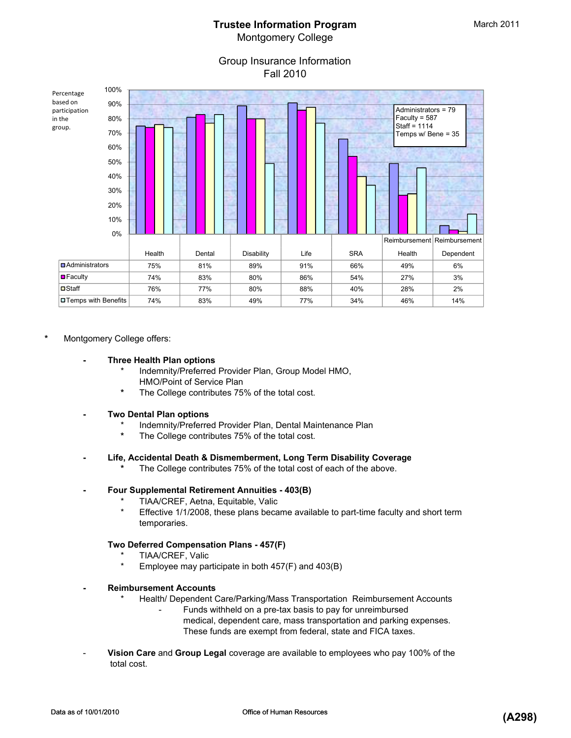# Trustee Information Program

Montgomery College

March 2011

## Group Insurance Information
Fall 2010

Percentage based on participation in the group.

Administrators = 79
Faculty = 587
Staff = 1114
Temps w/ Bene = 35

| | Health | Dental | Disability | Life | SRA | Reimbursement Health | Reimbursement Dependent |
|---|---|---|---|---|---|---|---|
| Administrators | 75% | 81% | 89% | 91% | 66% | 49% | 6% |
| Faculty | 74% | 83% | 80% | 86% | 54% | 27% | 3% |
| Staff | 76% | 77% | 80% | 88% | 40% | 28% | 2% |
| Temps with Benefits | 74% | 83% | 49% | 77% | 34% | 46% | 14% |

- Montgomery College offers:

  - **Three Health Plan options**
    - Indemnity/Preferred Provider Plan, Group Model HMO, HMO/Point of Service Plan
    - The College contributes 75% of the total cost.

  - **Two Dental Plan options**
    - Indemnity/Preferred Provider Plan, Dental Maintenance Plan
    - The College contributes 75% of the total cost.

  - **Life, Accidental Death & Dismemberment, Long Term Disability Coverage**
    - The College contributes 75% of the total cost of each of the above.

  - **Four Supplemental Retirement Annuities - 403(B)**
    - TIAA/CREF, Aetna, Equitable, Valic
    - Effective 1/1/2008, these plans became available to part-time faculty and short term temporaries.

  - **Two Deferred Compensation Plans - 457(F)**
    - TIAA/CREF, Valic
    - Employee may participate in both 457(F) and 403(B)

  - **Reimbursement Accounts**
    - Health/ Dependent Care/Parking/Mass Transportation Reimbursement Accounts
      - Funds withheld on a pre-tax basis to pay for unreimbursed medical, dependent care, mass transportation and parking expenses. These funds are exempt from federal, state and FICA taxes.

  - **Vision Care** and **Group Legal** coverage are available to employees who pay 100% of the total cost.

Data as of 10/01/2010

Office of Human Resources

**(A298)**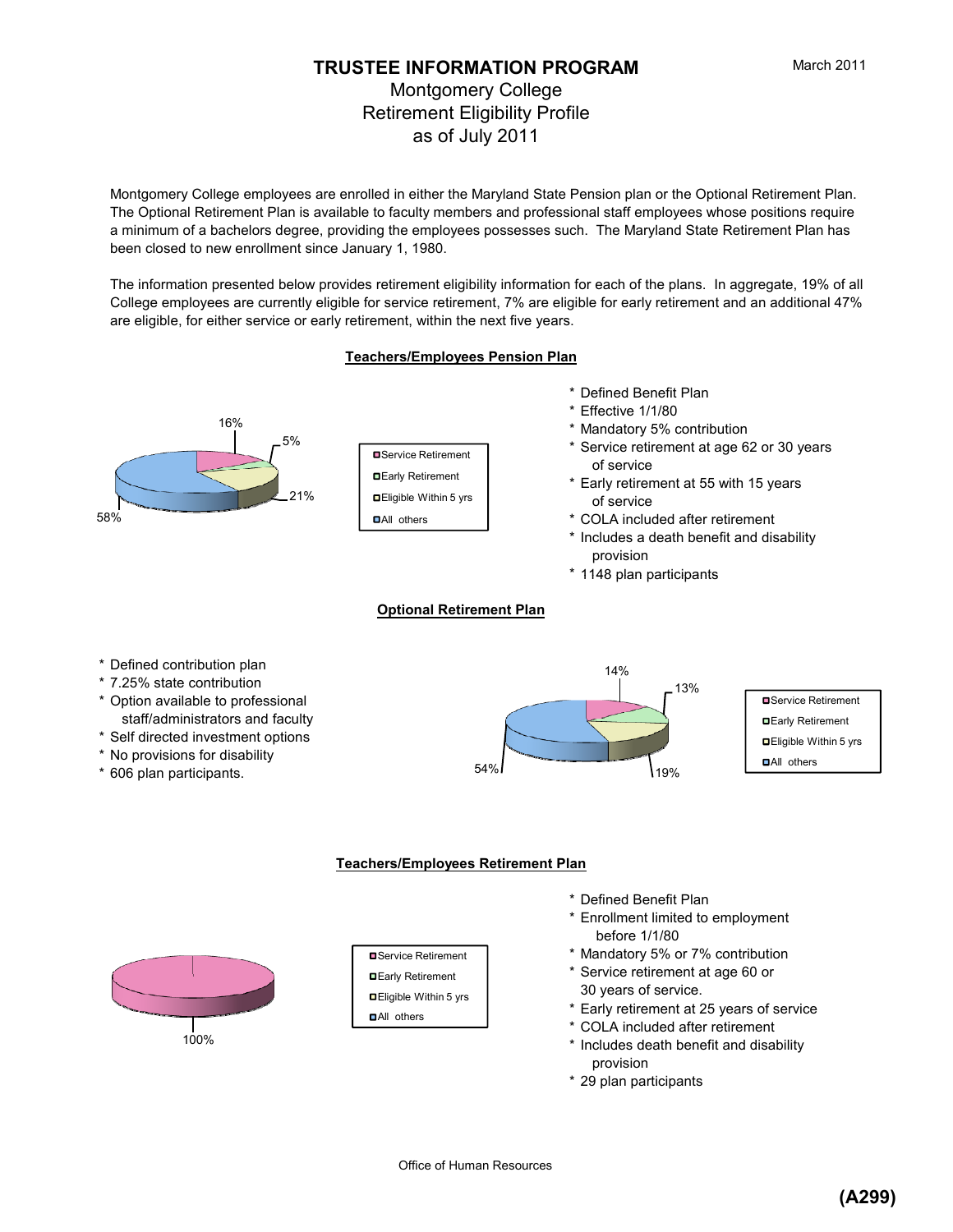March 2011

# TRUSTEE INFORMATION PROGRAM

## Montgomery College
## Retirement Eligibility Profile
## as of July 2011

Montgomery College employees are enrolled in either the Maryland State Pension plan or the Optional Retirement Plan. The Optional Retirement Plan is available to faculty members and professional staff employees whose positions require a minimum of a bachelors degree, providing the employees possesses such. The Maryland State Retirement Plan has been closed to new enrollment since January 1, 1980.

The information presented below provides retirement eligibility information for each of the plans. In aggregate, 19% of all College employees are currently eligible for service retirement, 7% are eligible for early retirement and an additional 47% are eligible, for either service or early retirement, within the next five years.

### Teachers/Employees Pension Plan

16%
5%
21%
58%

Service Retirement
Early Retirement
Eligible Within 5 yrs
All others

* Defined Benefit Plan
* Effective 1/1/80
* Mandatory 5% contribution
* Service retirement at age 62 or 30 years of service
* Early retirement at 55 with 15 years of service
* COLA included after retirement
* Includes a death benefit and disability provision
* 1148 plan participants

### Optional Retirement Plan

* Defined contribution plan
* 7.25% state contribution
* Option available to professional staff/administrators and faculty
* Self directed investment options
* No provisions for disability
* 606 plan participants.

14%
13%
19%
54%

Service Retirement
Early Retirement
Eligible Within 5 yrs
All others

### Teachers/Employees Retirement Plan

100%

Service Retirement
Early Retirement
Eligible Within 5 yrs
All others

* Defined Benefit Plan
* Enrollment limited to employment before 1/1/80
* Mandatory 5% or 7% contribution
* Service retirement at age 60 or 30 years of service.
* Early retirement at 25 years of service
* COLA included after retirement
* Includes death benefit and disability provision
* 29 plan participants

Office of Human Resources

**(A299)**